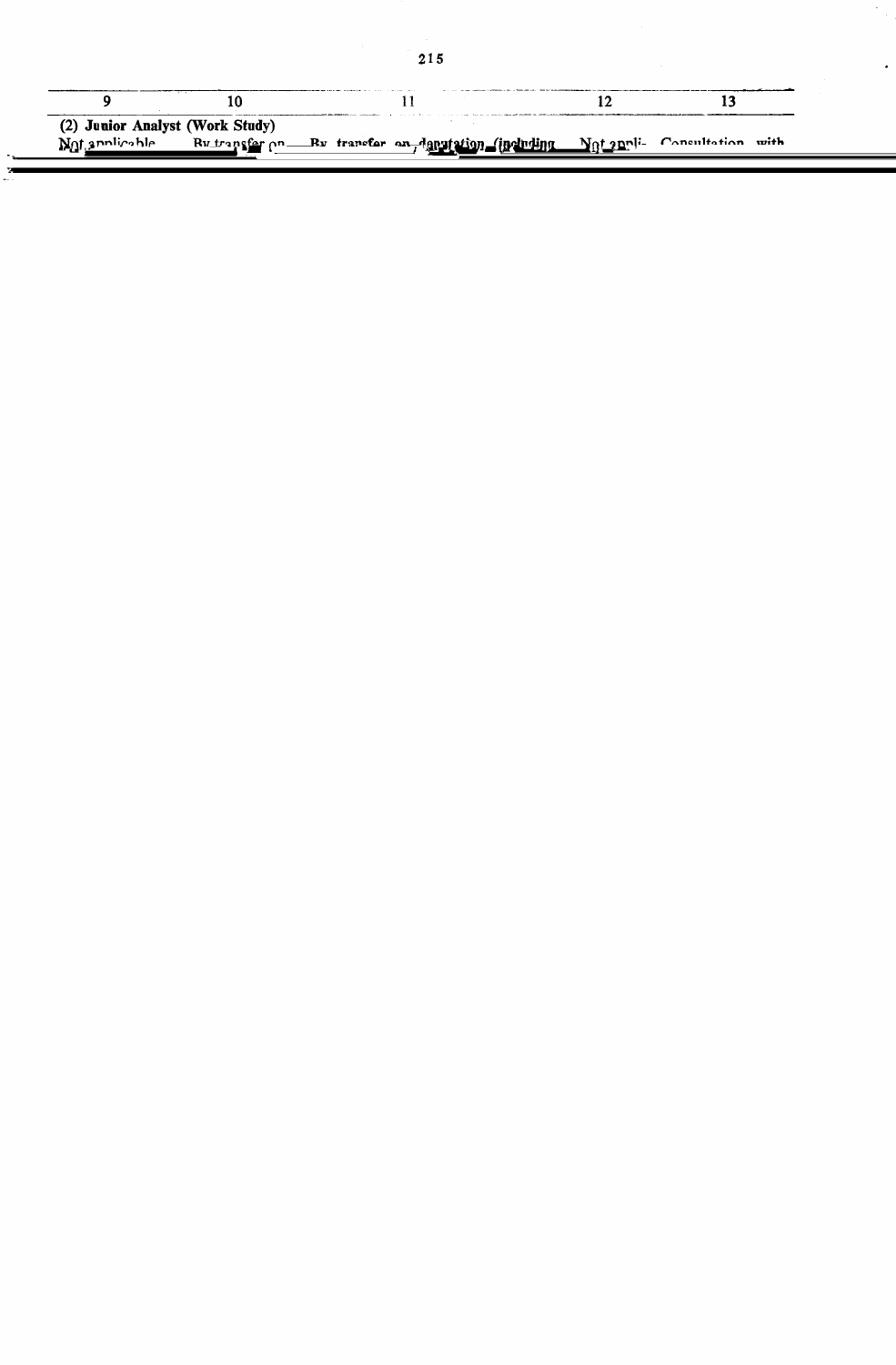| 9 | 10 | 11 | 12 | 13 |
|---|---|---|---|---|
| (2) **Junior Analyst (Work Study)** | | | | |
| Not applicable | By transfer on | By transfer on deputation (including | Not appli- | Consultation with |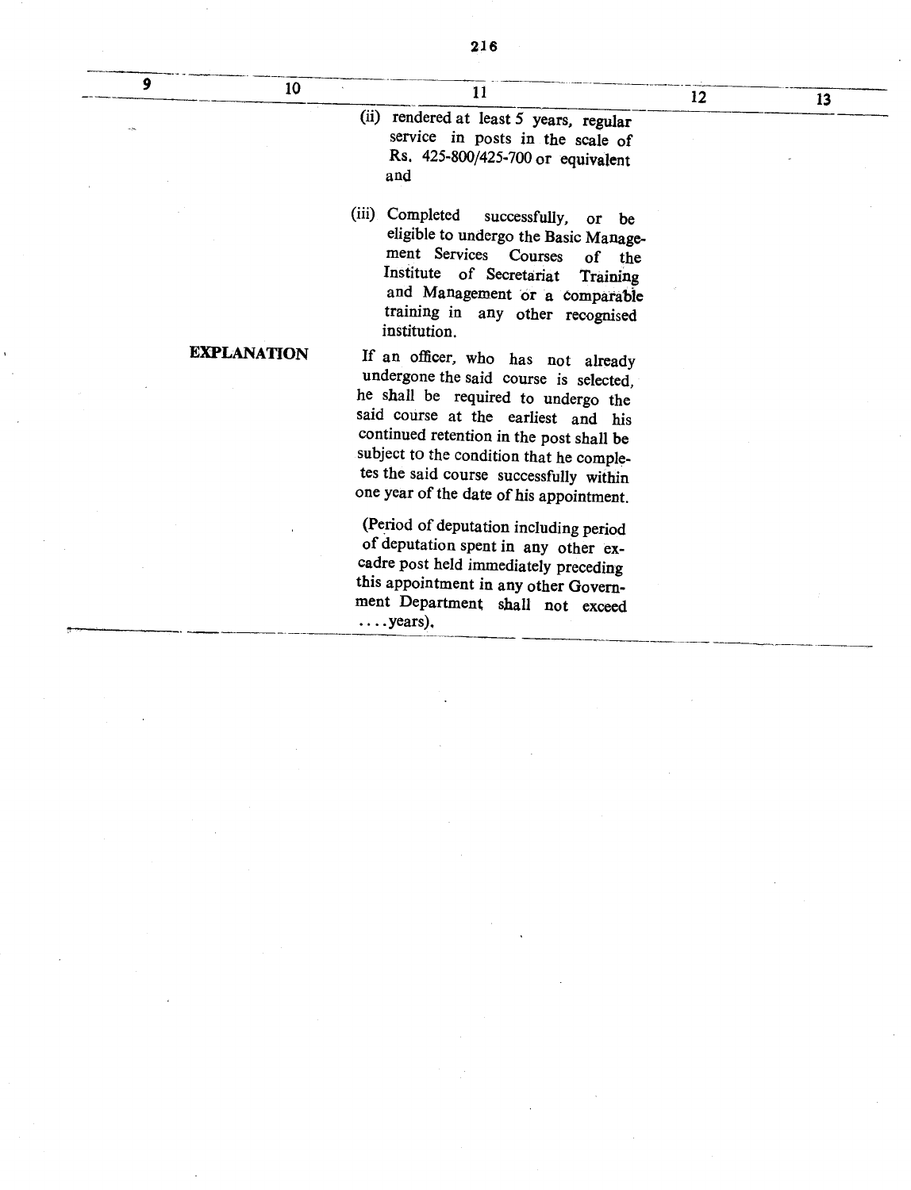| 9 | 10 | 11 | 12 | 13 |
|---|---|---|---|---|
| | | (ii) rendered at least 5 years, regular service in posts in the scale of Rs. 425-800/425-700 or equivalent and | | |
| | | (iii) Completed successfully, or be eligible to undergo the Basic Management Services Courses of the Institute of Secretariat Training and Management or a comparable training in any other recognised institution. | | |
| | **EXPLANATION** | If an officer, who has not already undergone the said course is selected, he shall be required to undergo the said course at the earliest and his continued retention in the post shall be subject to the condition that he completes the said course successfully within one year of the date of his appointment. | | |
| | | (Period of deputation including period of deputation spent in any other ex-cadre post held immediately preceding this appointment in any other Government Department shall not exceed ....years). | | |